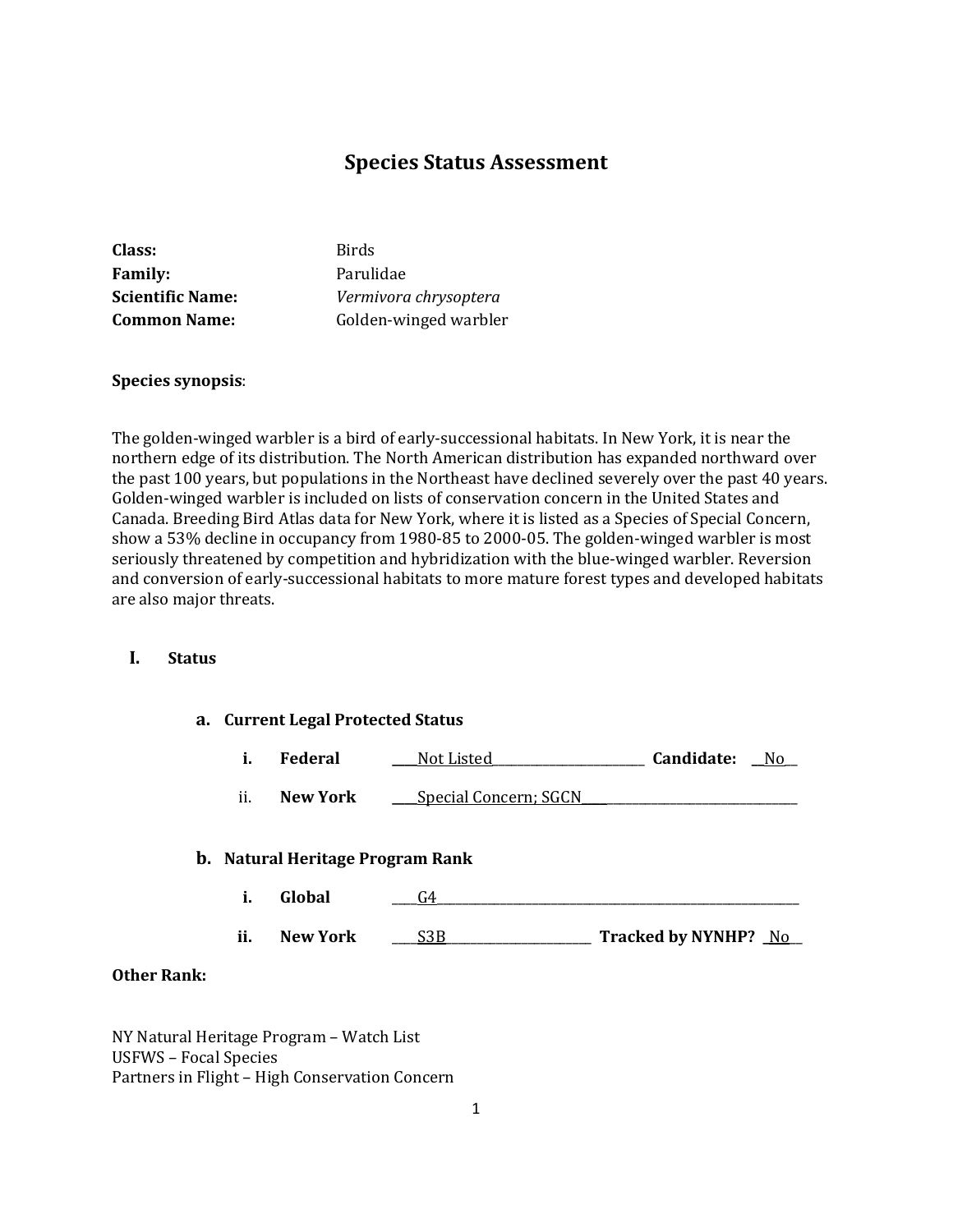# Species Status Assessment

**Class:** Birds
**Family:** Parulidae
**Scientific Name:** *Vermivora chrysoptera*
**Common Name:** Golden-winged warbler

**Species synopsis**:

The golden-winged warbler is a bird of early-successional habitats. In New York, it is near the northern edge of its distribution. The North American distribution has expanded northward over the past 100 years, but populations in the Northeast have declined severely over the past 40 years. Golden-winged warbler is included on lists of conservation concern in the United States and Canada. Breeding Bird Atlas data for New York, where it is listed as a Species of Special Concern, show a 53% decline in occupancy from 1980-85 to 2000-05. The golden-winged warbler is most seriously threatened by competition and hybridization with the blue-winged warbler. Reversion and conversion of early-successional habitats to more mature forest types and developed habitats are also major threats.

## I. Status

### a. Current Legal Protected Status

i. **Federal** ____Not Listed____________________ **Candidate:** __No__

ii. **New York** ____Special Concern; SGCN________________________

### b. Natural Heritage Program Rank

i. **Global** ____G4______________________________________

ii. **New York** ____S3B__________________ **Tracked by NYNHP?** _No__

**Other Rank:**

NY Natural Heritage Program – Watch List
USFWS – Focal Species
Partners in Flight – High Conservation Concern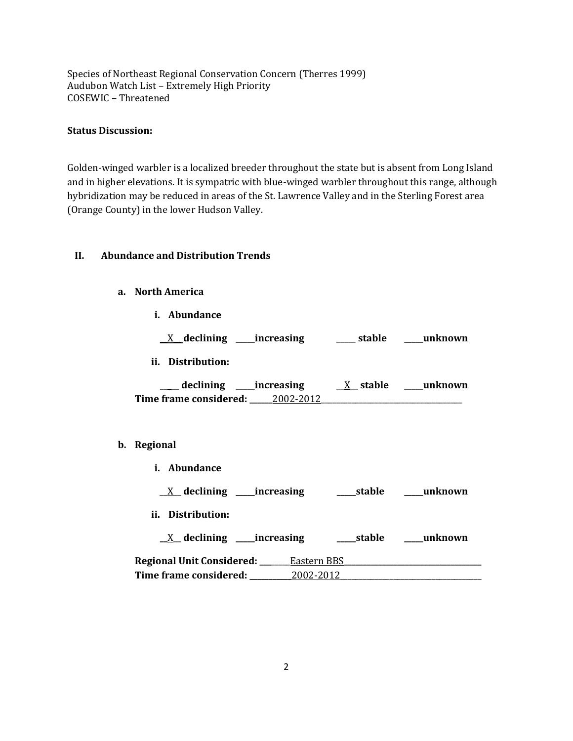Species of Northeast Regional Conservation Concern (Therres 1999)
Audubon Watch List – Extremely High Priority
COSEWIC – Threatened

**Status Discussion:**

Golden-winged warbler is a localized breeder throughout the state but is absent from Long Island and in higher elevations. It is sympatric with blue-winged warbler throughout this range, although hybridization may be reduced in areas of the St. Lawrence Valley and in the Sterling Forest area (Orange County) in the lower Hudson Valley.

## II. Abundance and Distribution Trends

### a. North America

**i. Abundance**

__X__ **declining** _____**increasing** _____ **stable** _____**unknown**

**ii. Distribution:**

_____ **declining** _____**increasing** __X__ **stable** _____**unknown**

**Time frame considered:** ______2002-2012______________________________________

### b. Regional

**i. Abundance**

__X__ **declining** _____**increasing** _____**stable** _____**unknown**

**ii. Distribution:**

__X__ **declining** _____**increasing** _____**stable** _____**unknown**

**Regional Unit Considered:** ________Eastern BBS___________________________________

**Time frame considered:** ___________2002-2012_____________________________________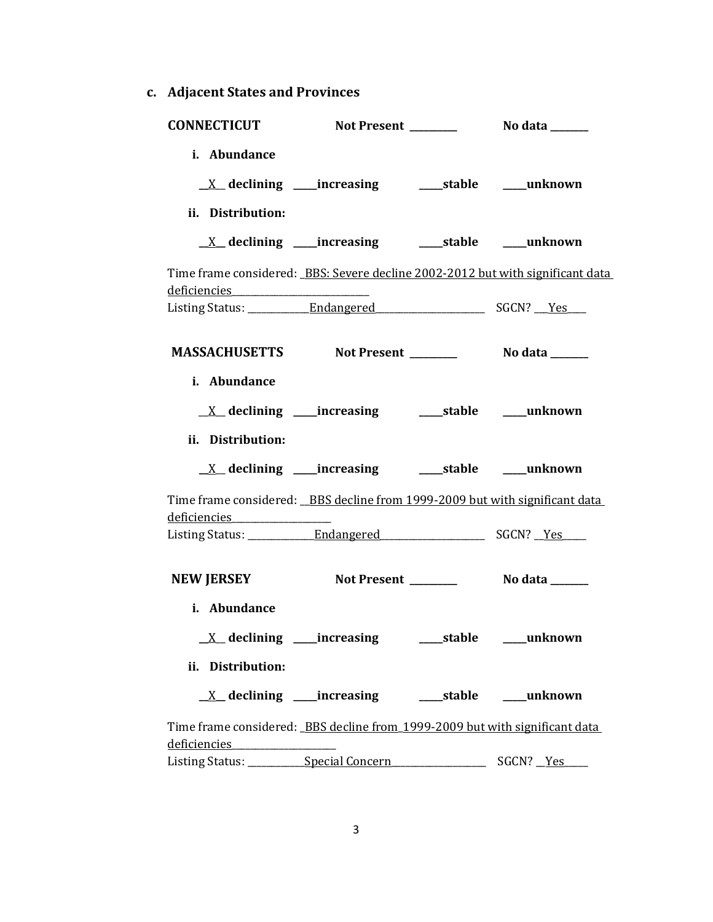### c. Adjacent States and Provinces

**CONNECTICUT** **Not Present** _________ **No data** _______

**i. Abundance**

__X__ **declining** ____**increasing** ____**stable** ____**unknown**

**ii. Distribution:**

__X__ **declining** ____**increasing** ____**stable** ____**unknown**

Time frame considered: _BBS: Severe decline 2002-2012 but with significant data deficiencies___________________________

Listing Status: ____________Endangered______________________ SGCN? ___Yes____

**MASSACHUSETTS** **Not Present** _________ **No data** _______

**i. Abundance**

__X__ **declining** ____**increasing** ____**stable** ____**unknown**

**ii. Distribution:**

__X__ **declining** ____**increasing** ____**stable** ____**unknown**

Time frame considered: __BBS decline from 1999-2009 but with significant data deficiencies___________________

Listing Status: _____________Endangered_____________________ SGCN? __Yes_____

**NEW JERSEY** **Not Present** _________ **No data** _______

**i. Abundance**

__X__ **declining** ____**increasing** ____**stable** ____**unknown**

**ii. Distribution:**

__X__ **declining** ____**increasing** ____**stable** ____**unknown**

Time frame considered: _BBS decline from_1999-2009 but with significant data deficiencies_____________________

Listing Status: ___________Special Concern___________________ SGCN? __Yes_____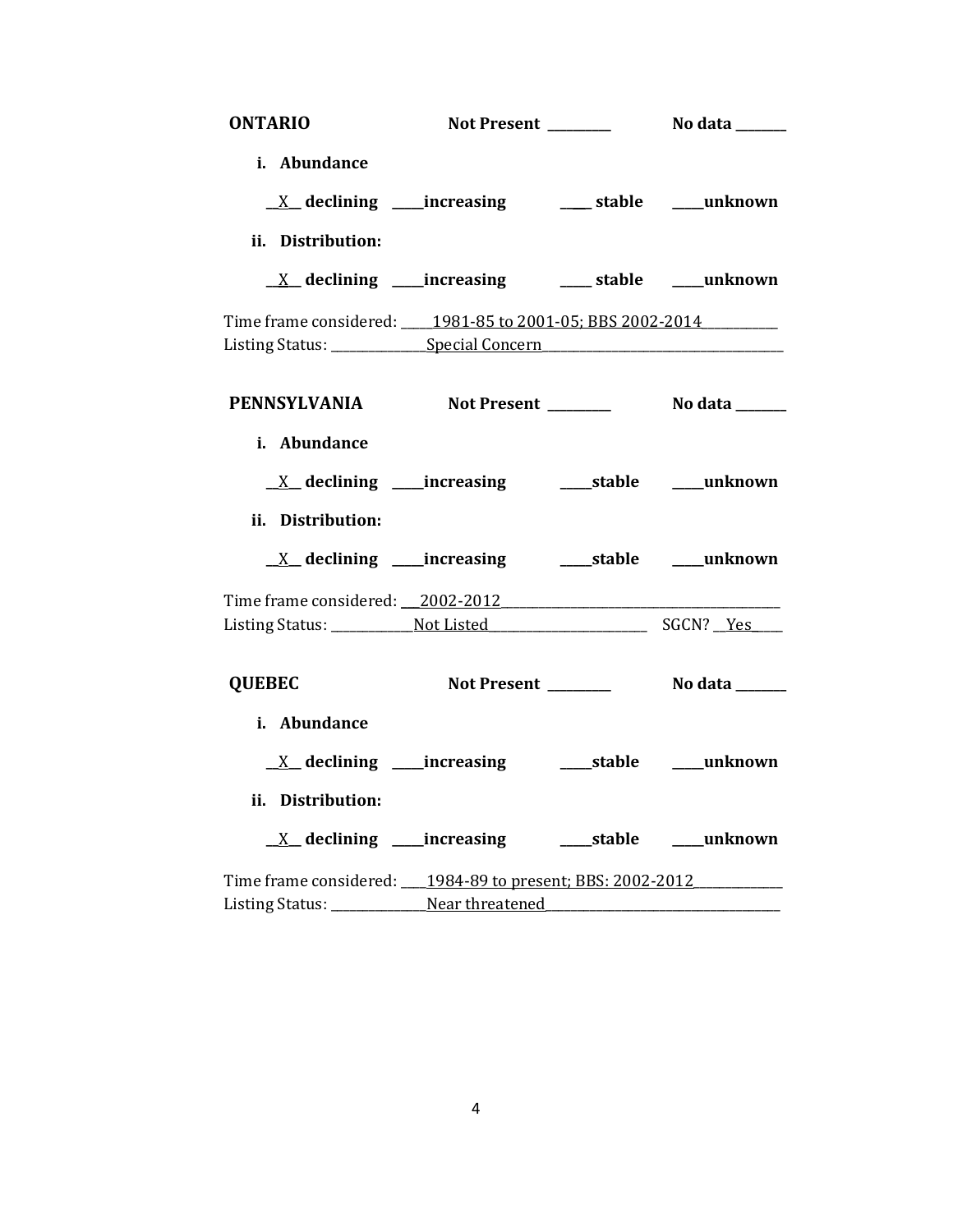**ONTARIO** **Not Present** _________ **No data** _______

**i. Abundance**

__X__ **declining** _____**increasing** _____ **stable** _____**unknown**

**ii. Distribution:**

__X__ **declining** _____**increasing** _____ **stable** _____**unknown**

Time frame considered: _____1981-85 to 2001-05; BBS 2002-2014___________
Listing Status: ______________Special Concern___________________________________

**PENNSYLVANIA** **Not Present** _________ **No data** _______

**i. Abundance**

__X__ **declining** _____**increasing** _____**stable** _____**unknown**

**ii. Distribution:**

__X__ **declining** _____**increasing** _____**stable** _____**unknown**

Time frame considered: ___2002-2012_________________________________________
Listing Status: ____________Not Listed________________________ SGCN? __Yes_____

**QUEBEC** **Not Present** _________ **No data** _______

**i. Abundance**

__X__ **declining** _____**increasing** _____**stable** _____**unknown**

**ii. Distribution:**

__X__ **declining** _____**increasing** _____**stable** _____**unknown**

Time frame considered: ____1984-89 to present; BBS: 2002-2012_____________
Listing Status: ______________Near threatened___________________________________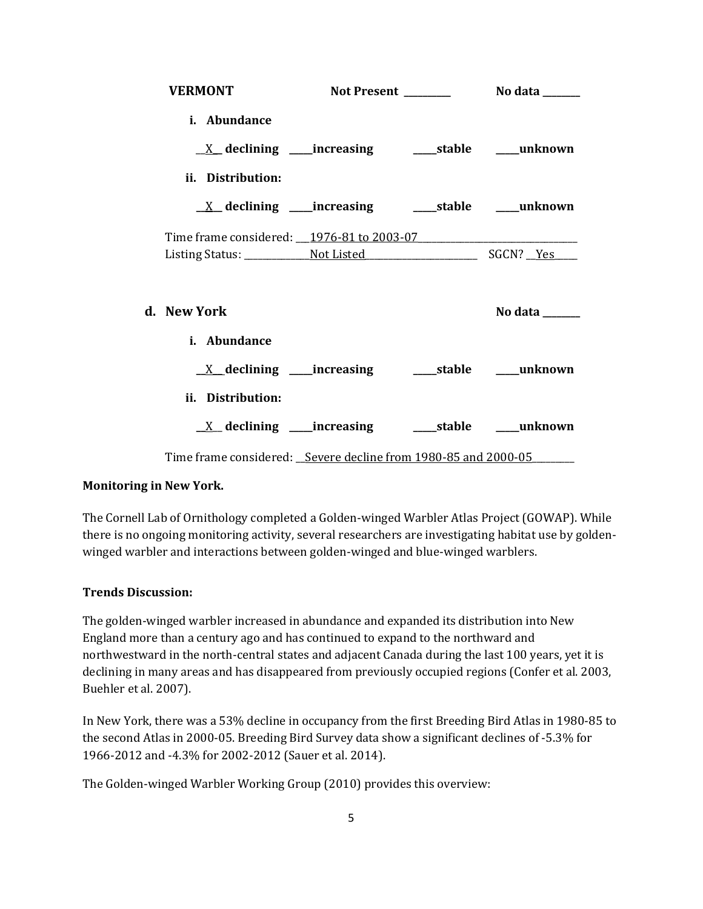**VERMONT** Not Present _________ No data _______

i. **Abundance**

__X__ declining ____increasing ____stable ____unknown

ii. **Distribution:**

__X__ declining ____increasing ____stable ____unknown

Time frame considered: ___1976-81 to 2003-07_______________________________

Listing Status: _____________Not Listed_______________________ SGCN? __Yes_____

**d. New York** No data _______

i. **Abundance**

__X__ declining ____increasing ____stable ____unknown

ii. **Distribution:**

__X__ declining ____increasing ____stable ____unknown

Time frame considered: __Severe decline from 1980-85 and 2000-05________

**Monitoring in New York.**

The Cornell Lab of Ornithology completed a Golden-winged Warbler Atlas Project (GOWAP). While there is no ongoing monitoring activity, several researchers are investigating habitat use by golden-winged warbler and interactions between golden-winged and blue-winged warblers.

**Trends Discussion:**

The golden-winged warbler increased in abundance and expanded its distribution into New England more than a century ago and has continued to expand to the northward and northwestward in the north-central states and adjacent Canada during the last 100 years, yet it is declining in many areas and has disappeared from previously occupied regions (Confer et al. 2003, Buehler et al. 2007).

In New York, there was a 53% decline in occupancy from the first Breeding Bird Atlas in 1980-85 to the second Atlas in 2000-05. Breeding Bird Survey data show a significant declines of -5.3% for 1966-2012 and -4.3% for 2002-2012 (Sauer et al. 2014).

The Golden-winged Warbler Working Group (2010) provides this overview: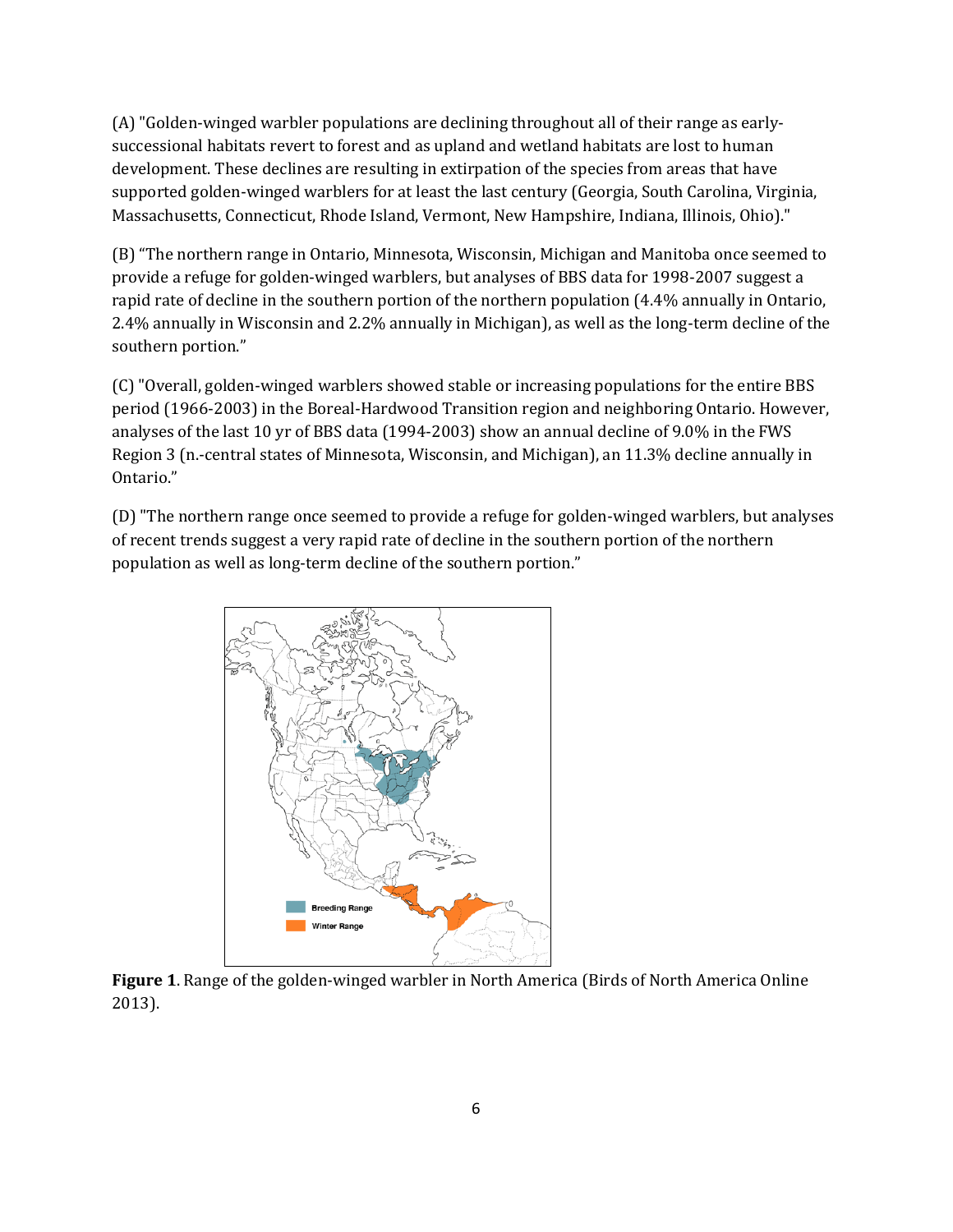(A) "Golden-winged warbler populations are declining throughout all of their range as early-successional habitats revert to forest and as upland and wetland habitats are lost to human development. These declines are resulting in extirpation of the species from areas that have supported golden-winged warblers for at least the last century (Georgia, South Carolina, Virginia, Massachusetts, Connecticut, Rhode Island, Vermont, New Hampshire, Indiana, Illinois, Ohio)."

(B) "The northern range in Ontario, Minnesota, Wisconsin, Michigan and Manitoba once seemed to provide a refuge for golden-winged warblers, but analyses of BBS data for 1998-2007 suggest a rapid rate of decline in the southern portion of the northern population (4.4% annually in Ontario, 2.4% annually in Wisconsin and 2.2% annually in Michigan), as well as the long-term decline of the southern portion."

(C) "Overall, golden-winged warblers showed stable or increasing populations for the entire BBS period (1966-2003) in the Boreal-Hardwood Transition region and neighboring Ontario. However, analyses of the last 10 yr of BBS data (1994-2003) show an annual decline of 9.0% in the FWS Region 3 (n.-central states of Minnesota, Wisconsin, and Michigan), an 11.3% decline annually in Ontario."

(D) "The northern range once seemed to provide a refuge for golden-winged warblers, but analyses of recent trends suggest a very rapid rate of decline in the southern portion of the northern population as well as long-term decline of the southern portion."

**Figure 1**. Range of the golden-winged warbler in North America (Birds of North America Online 2013).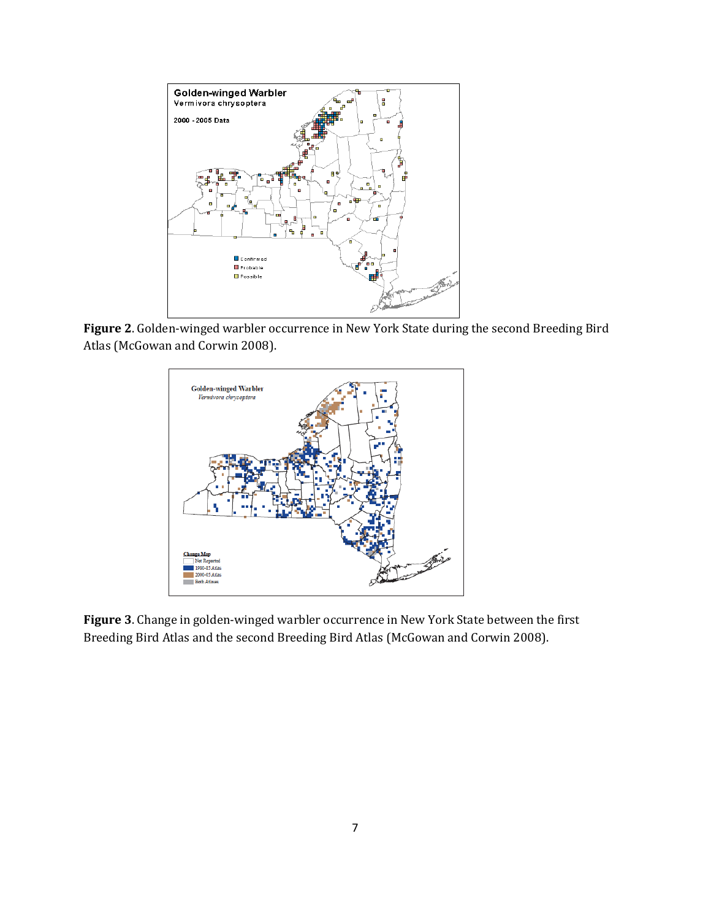**Figure 2**. Golden-winged warbler occurrence in New York State during the second Breeding Bird Atlas (McGowan and Corwin 2008).

**Figure 3**. Change in golden-winged warbler occurrence in New York State between the first Breeding Bird Atlas and the second Breeding Bird Atlas (McGowan and Corwin 2008).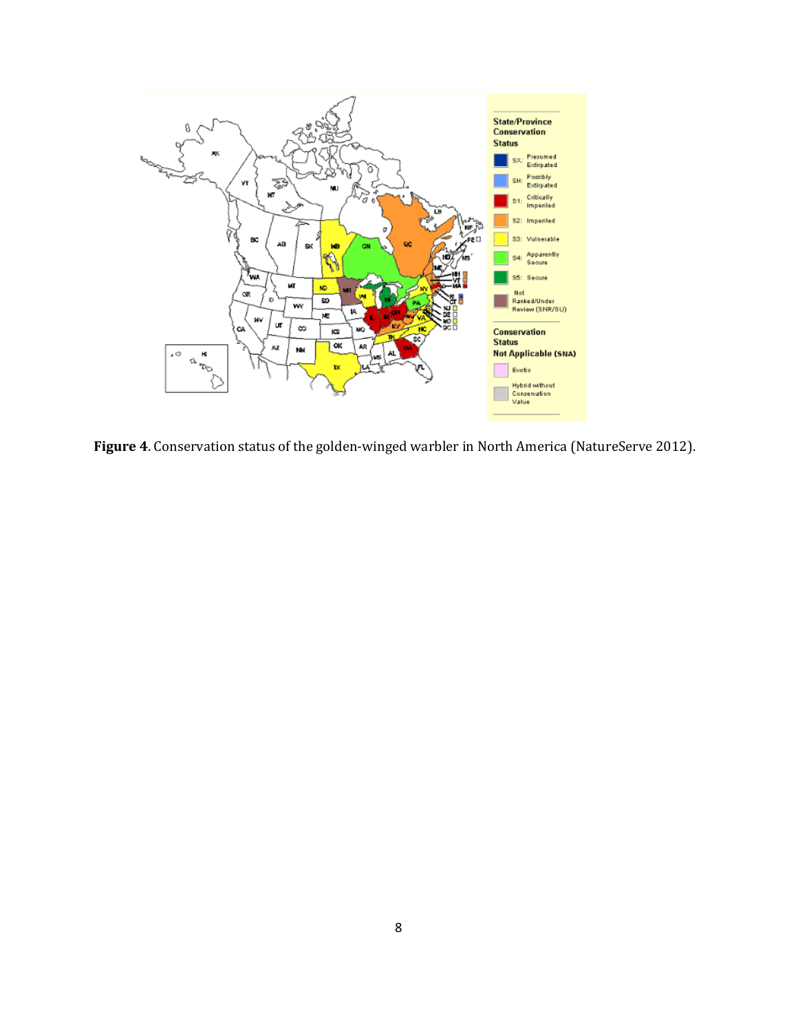**Figure 4**. Conservation status of the golden-winged warbler in North America (NatureServe 2012).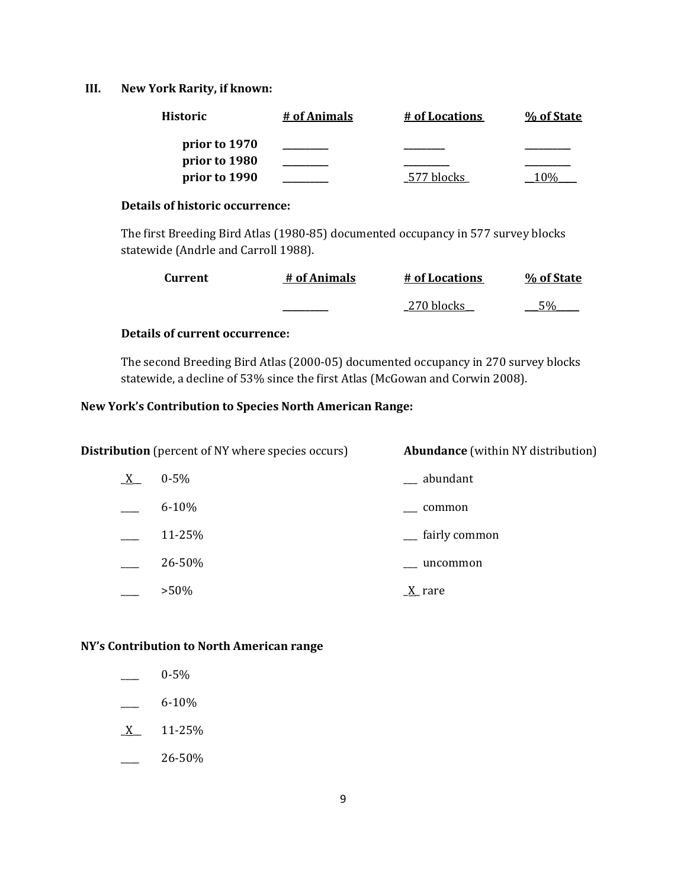## III. New York Rarity, if known:

| Historic | # of Animals | # of Locations | % of State |
|---|---|---|---|
| prior to 1970 | ________ | ________ | ________ |
| prior to 1980 | ________ | ________ | ________ |
| prior to 1990 | ________ | _577 blocks_ | __10%___ |

**Details of historic occurrence:**

The first Breeding Bird Atlas (1980-85) documented occupancy in 577 survey blocks statewide (Andrle and Carroll 1988).

| Current | # of Animals | # of Locations | % of State |
|---|---|---|---|
| | ________ | _270 blocks__ | ___5%____ |

**Details of current occurrence:**

The second Breeding Bird Atlas (2000-05) documented occupancy in 270 survey blocks statewide, a decline of 53% since the first Atlas (McGowan and Corwin 2008).

**New York's Contribution to Species North American Range:**

| **Distribution** (percent of NY where species occurs) | **Abundance** (within NY distribution) |
|---|---|
| _X__ 0-5% | ___ abundant |
| ____ 6-10% | ___ common |
| ____ 11-25% | ___ fairly common |
| ____ 26-50% | ___ uncommon |
| ____ >50% | _X_ rare |

**NY's Contribution to North American range**

____ 0-5%

____ 6-10%

_X__ 11-25%

____ 26-50%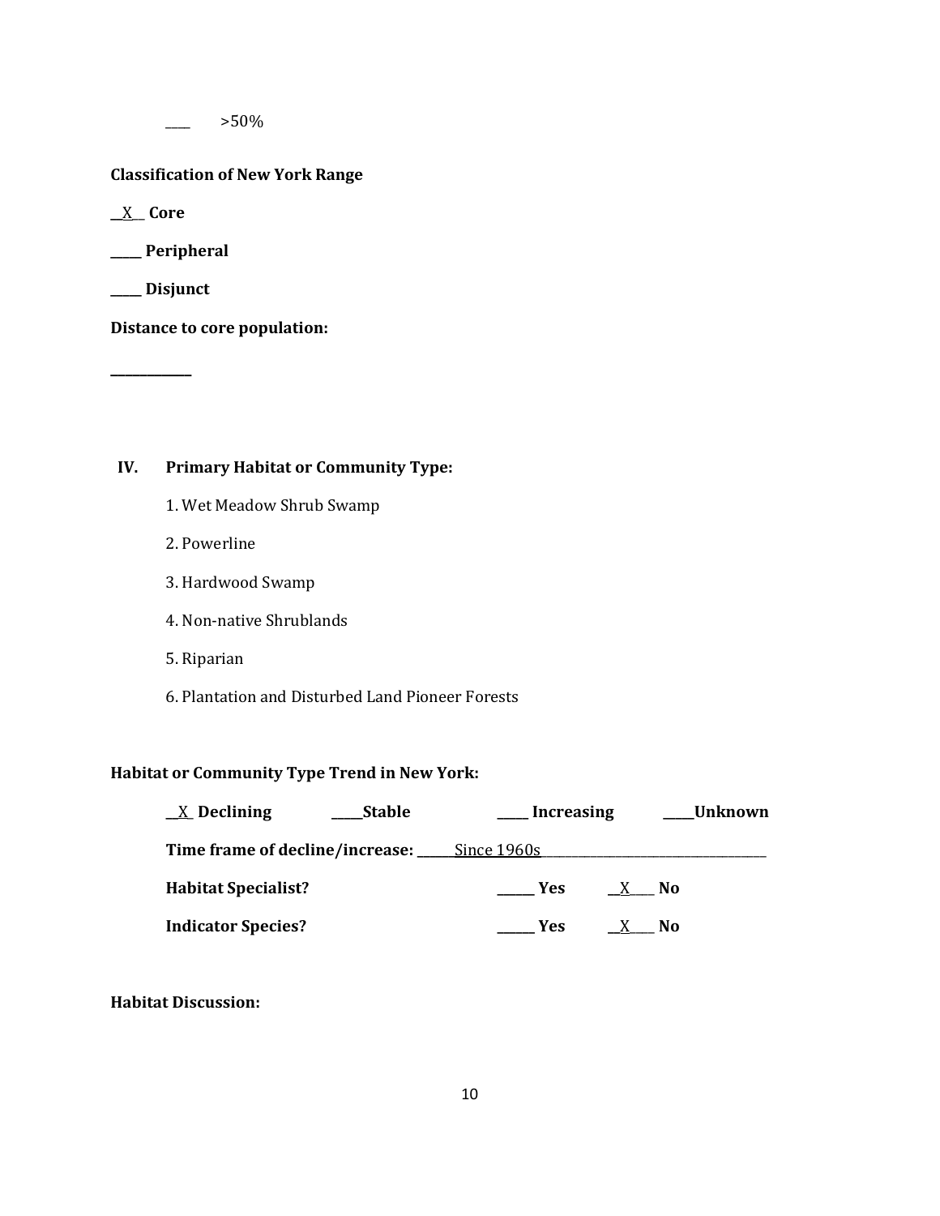____ >50%

**Classification of New York Range**

__X__ **Core**

_____ **Peripheral**

_____ **Disjunct**

**Distance to core population:**

____________

## IV. Primary Habitat or Community Type:

1. Wet Meadow Shrub Swamp
2. Powerline
3. Hardwood Swamp
4. Non-native Shrublands
5. Riparian
6. Plantation and Disturbed Land Pioneer Forests

**Habitat or Community Type Trend in New York:**

__X_ **Declining** _____**Stable** _____ **Increasing** _____**Unknown**

**Time frame of decline/increase:** ______Since 1960s________________________________

**Habitat Specialist?** ______ **Yes** __X____ **No**

**Indicator Species?** ______ **Yes** __X____ **No**

**Habitat Discussion:**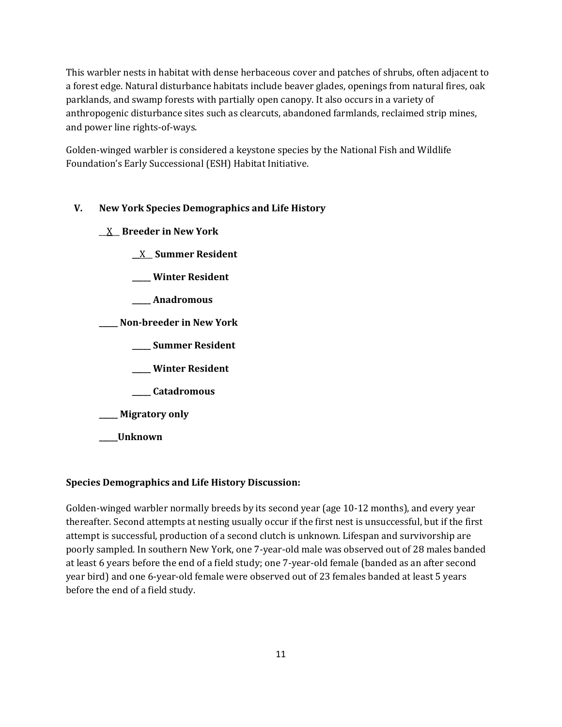This warbler nests in habitat with dense herbaceous cover and patches of shrubs, often adjacent to a forest edge. Natural disturbance habitats include beaver glades, openings from natural fires, oak parklands, and swamp forests with partially open canopy. It also occurs in a variety of anthropogenic disturbance sites such as clearcuts, abandoned farmlands, reclaimed strip mines, and power line rights-of-ways.

Golden-winged warbler is considered a keystone species by the National Fish and Wildlife Foundation's Early Successional (ESH) Habitat Initiative.

## V. New York Species Demographics and Life History

__X__ **Breeder in New York**

- __X__ **Summer Resident**
- _____ **Winter Resident**
- _____ **Anadromous**

_____ **Non-breeder in New York**

- _____ **Summer Resident**
- _____ **Winter Resident**
- _____ **Catadromous**

_____ **Migratory only**

_____ **Unknown**

**Species Demographics and Life History Discussion:**

Golden-winged warbler normally breeds by its second year (age 10-12 months), and every year thereafter. Second attempts at nesting usually occur if the first nest is unsuccessful, but if the first attempt is successful, production of a second clutch is unknown. Lifespan and survivorship are poorly sampled. In southern New York, one 7-year-old male was observed out of 28 males banded at least 6 years before the end of a field study; one 7-year-old female (banded as an after second year bird) and one 6-year-old female were observed out of 23 females banded at least 5 years before the end of a field study.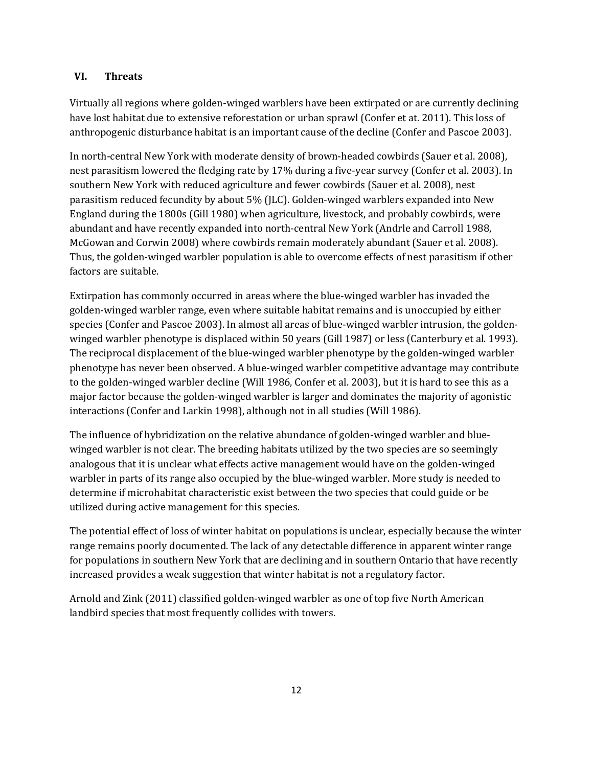## VI. Threats

Virtually all regions where golden-winged warblers have been extirpated or are currently declining have lost habitat due to extensive reforestation or urban sprawl (Confer et at. 2011). This loss of anthropogenic disturbance habitat is an important cause of the decline (Confer and Pascoe 2003).

In north-central New York with moderate density of brown-headed cowbirds (Sauer et al. 2008), nest parasitism lowered the fledging rate by 17% during a five-year survey (Confer et al. 2003). In southern New York with reduced agriculture and fewer cowbirds (Sauer et al. 2008), nest parasitism reduced fecundity by about 5% (JLC). Golden-winged warblers expanded into New England during the 1800s (Gill 1980) when agriculture, livestock, and probably cowbirds, were abundant and have recently expanded into north-central New York (Andrle and Carroll 1988, McGowan and Corwin 2008) where cowbirds remain moderately abundant (Sauer et al. 2008). Thus, the golden-winged warbler population is able to overcome effects of nest parasitism if other factors are suitable.

Extirpation has commonly occurred in areas where the blue-winged warbler has invaded the golden-winged warbler range, even where suitable habitat remains and is unoccupied by either species (Confer and Pascoe 2003). In almost all areas of blue-winged warbler intrusion, the golden-winged warbler phenotype is displaced within 50 years (Gill 1987) or less (Canterbury et al. 1993). The reciprocal displacement of the blue-winged warbler phenotype by the golden-winged warbler phenotype has never been observed. A blue-winged warbler competitive advantage may contribute to the golden-winged warbler decline (Will 1986, Confer et al. 2003), but it is hard to see this as a major factor because the golden-winged warbler is larger and dominates the majority of agonistic interactions (Confer and Larkin 1998), although not in all studies (Will 1986).

The influence of hybridization on the relative abundance of golden-winged warbler and blue-winged warbler is not clear. The breeding habitats utilized by the two species are so seemingly analogous that it is unclear what effects active management would have on the golden-winged warbler in parts of its range also occupied by the blue-winged warbler. More study is needed to determine if microhabitat characteristic exist between the two species that could guide or be utilized during active management for this species.

The potential effect of loss of winter habitat on populations is unclear, especially because the winter range remains poorly documented. The lack of any detectable difference in apparent winter range for populations in southern New York that are declining and in southern Ontario that have recently increased provides a weak suggestion that winter habitat is not a regulatory factor.

Arnold and Zink (2011) classified golden-winged warbler as one of top five North American landbird species that most frequently collides with towers.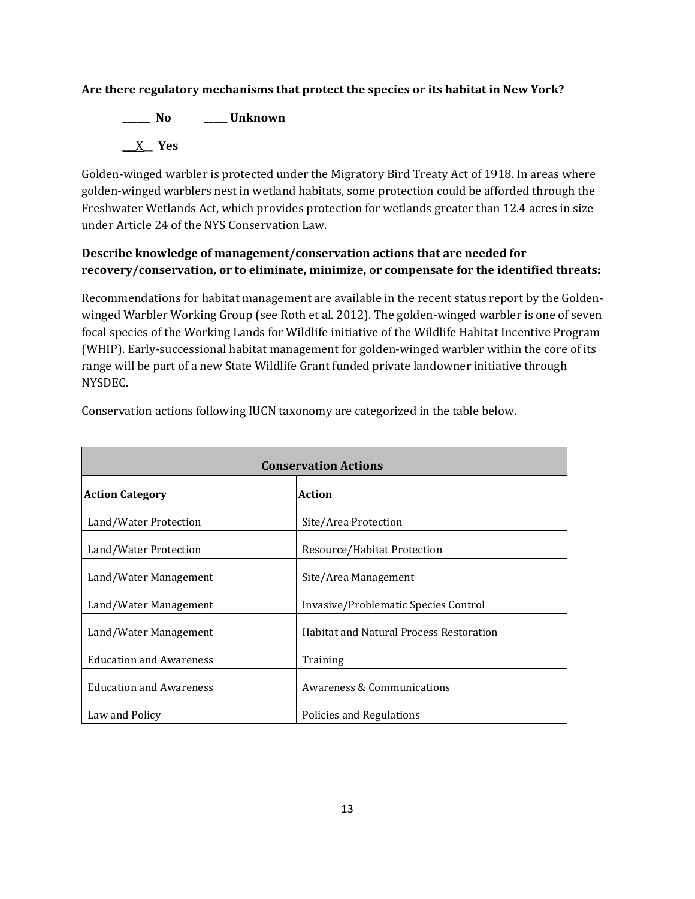**Are there regulatory mechanisms that protect the species or its habitat in New York?**

______ **No** _____ **Unknown**

___X__ **Yes**

Golden-winged warbler is protected under the Migratory Bird Treaty Act of 1918. In areas where golden-winged warblers nest in wetland habitats, some protection could be afforded through the Freshwater Wetlands Act, which provides protection for wetlands greater than 12.4 acres in size under Article 24 of the NYS Conservation Law.

**Describe knowledge of management/conservation actions that are needed for recovery/conservation, or to eliminate, minimize, or compensate for the identified threats:**

Recommendations for habitat management are available in the recent status report by the Golden-winged Warbler Working Group (see Roth et al. 2012). The golden-winged warbler is one of seven focal species of the Working Lands for Wildlife initiative of the Wildlife Habitat Incentive Program (WHIP). Early-successional habitat management for golden-winged warbler within the core of its range will be part of a new State Wildlife Grant funded private landowner initiative through NYSDEC.

Conservation actions following IUCN taxonomy are categorized in the table below.

| **Conservation Actions** | |
|---|---|
| **Action Category** | **Action** |
| Land/Water Protection | Site/Area Protection |
| Land/Water Protection | Resource/Habitat Protection |
| Land/Water Management | Site/Area Management |
| Land/Water Management | Invasive/Problematic Species Control |
| Land/Water Management | Habitat and Natural Process Restoration |
| Education and Awareness | Training |
| Education and Awareness | Awareness & Communications |
| Law and Policy | Policies and Regulations |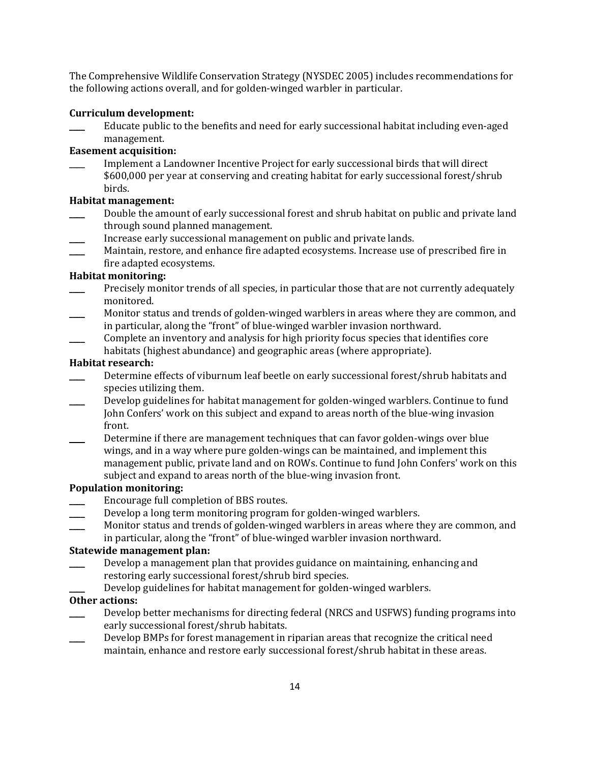The Comprehensive Wildlife Conservation Strategy (NYSDEC 2005) includes recommendations for the following actions overall, and for golden-winged warbler in particular.

**Curriculum development:**

____ Educate public to the benefits and need for early successional habitat including even-aged management.

**Easement acquisition:**

____ Implement a Landowner Incentive Project for early successional birds that will direct $600,000 per year at conserving and creating habitat for early successional forest/shrub birds.

**Habitat management:**

____ Double the amount of early successional forest and shrub habitat on public and private land through sound planned management.

____ Increase early successional management on public and private lands.

____ Maintain, restore, and enhance fire adapted ecosystems. Increase use of prescribed fire in fire adapted ecosystems.

**Habitat monitoring:**

____ Precisely monitor trends of all species, in particular those that are not currently adequately monitored.

____ Monitor status and trends of golden-winged warblers in areas where they are common, and in particular, along the "front" of blue-winged warbler invasion northward.

____ Complete an inventory and analysis for high priority focus species that identifies core habitats (highest abundance) and geographic areas (where appropriate).

**Habitat research:**

____ Determine effects of viburnum leaf beetle on early successional forest/shrub habitats and species utilizing them.

____ Develop guidelines for habitat management for golden-winged warblers. Continue to fund John Confers' work on this subject and expand to areas north of the blue-wing invasion front.

____ Determine if there are management techniques that can favor golden-wings over blue wings, and in a way where pure golden-wings can be maintained, and implement this management public, private land and on ROWs. Continue to fund John Confers' work on this subject and expand to areas north of the blue-wing invasion front.

**Population monitoring:**

____ Encourage full completion of BBS routes.

____ Develop a long term monitoring program for golden-winged warblers.

____ Monitor status and trends of golden-winged warblers in areas where they are common, and in particular, along the "front" of blue-winged warbler invasion northward.

**Statewide management plan:**

____ Develop a management plan that provides guidance on maintaining, enhancing and restoring early successional forest/shrub bird species.

____ Develop guidelines for habitat management for golden-winged warblers.

**Other actions:**

____ Develop better mechanisms for directing federal (NRCS and USFWS) funding programs into early successional forest/shrub habitats.

____ Develop BMPs for forest management in riparian areas that recognize the critical need maintain, enhance and restore early successional forest/shrub habitat in these areas.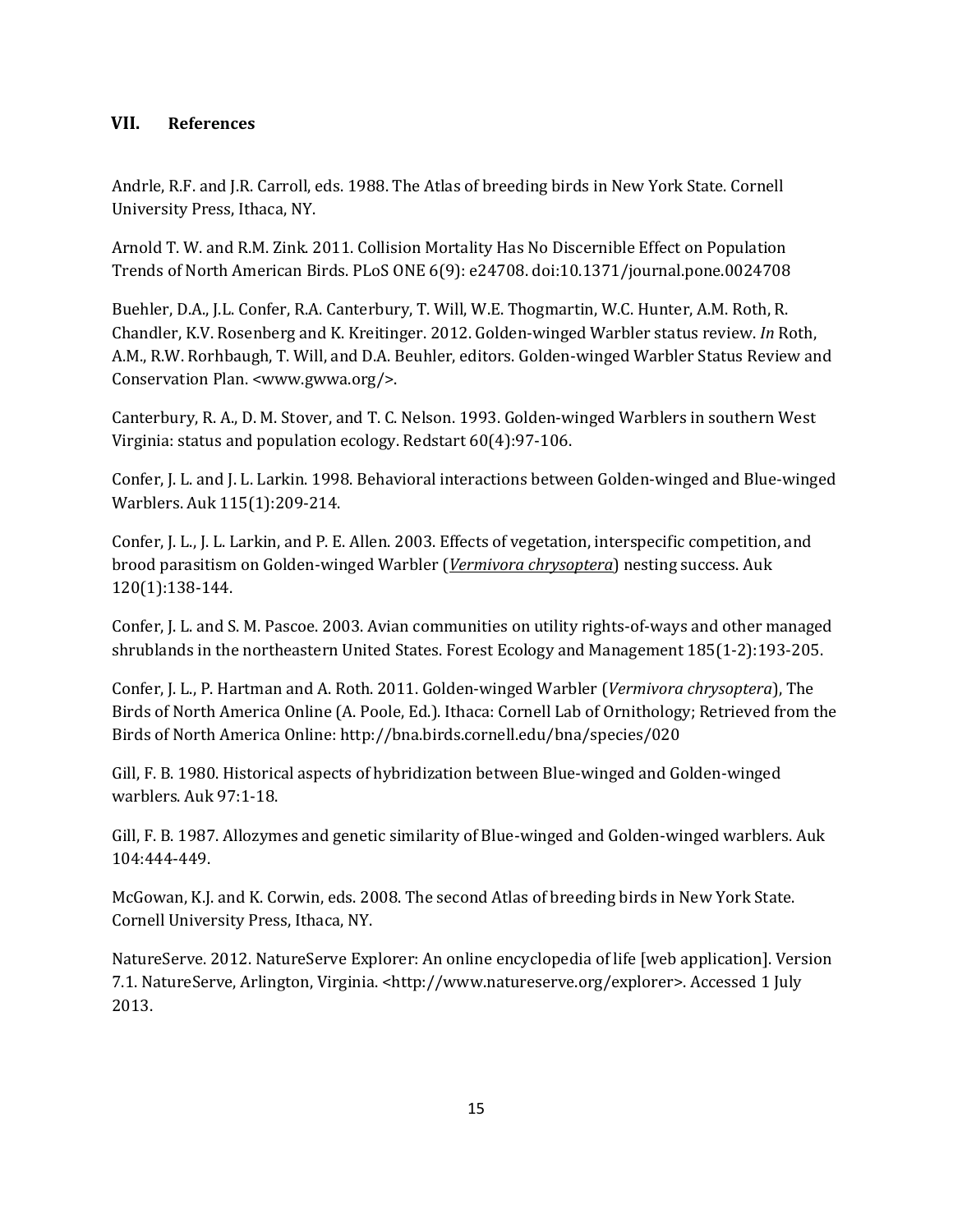## VII. References

Andrle, R.F. and J.R. Carroll, eds. 1988. The Atlas of breeding birds in New York State. Cornell University Press, Ithaca, NY.

Arnold T. W. and R.M. Zink. 2011. Collision Mortality Has No Discernible Effect on Population Trends of North American Birds. PLoS ONE 6(9): e24708. doi:10.1371/journal.pone.0024708

Buehler, D.A., J.L. Confer, R.A. Canterbury, T. Will, W.E. Thogmartin, W.C. Hunter, A.M. Roth, R. Chandler, K.V. Rosenberg and K. Kreitinger. 2012. Golden-winged Warbler status review. *In* Roth, A.M., R.W. Rorhbaugh, T. Will, and D.A. Beuhler, editors. Golden-winged Warbler Status Review and Conservation Plan. <www.gwwa.org/>.

Canterbury, R. A., D. M. Stover, and T. C. Nelson. 1993. Golden-winged Warblers in southern West Virginia: status and population ecology. Redstart 60(4):97-106.

Confer, J. L. and J. L. Larkin. 1998. Behavioral interactions between Golden-winged and Blue-winged Warblers. Auk 115(1):209-214.

Confer, J. L., J. L. Larkin, and P. E. Allen. 2003. Effects of vegetation, interspecific competition, and brood parasitism on Golden-winged Warbler (*Vermivora chrysoptera*) nesting success. Auk 120(1):138-144.

Confer, J. L. and S. M. Pascoe. 2003. Avian communities on utility rights-of-ways and other managed shrublands in the northeastern United States. Forest Ecology and Management 185(1-2):193-205.

Confer, J. L., P. Hartman and A. Roth. 2011. Golden-winged Warbler (*Vermivora chrysoptera*), The Birds of North America Online (A. Poole, Ed.). Ithaca: Cornell Lab of Ornithology; Retrieved from the Birds of North America Online: http://bna.birds.cornell.edu/bna/species/020

Gill, F. B. 1980. Historical aspects of hybridization between Blue-winged and Golden-winged warblers. Auk 97:1-18.

Gill, F. B. 1987. Allozymes and genetic similarity of Blue-winged and Golden-winged warblers. Auk 104:444-449.

McGowan, K.J. and K. Corwin, eds. 2008. The second Atlas of breeding birds in New York State. Cornell University Press, Ithaca, NY.

NatureServe. 2012. NatureServe Explorer: An online encyclopedia of life [web application]. Version 7.1. NatureServe, Arlington, Virginia. <http://www.natureserve.org/explorer>. Accessed 1 July 2013.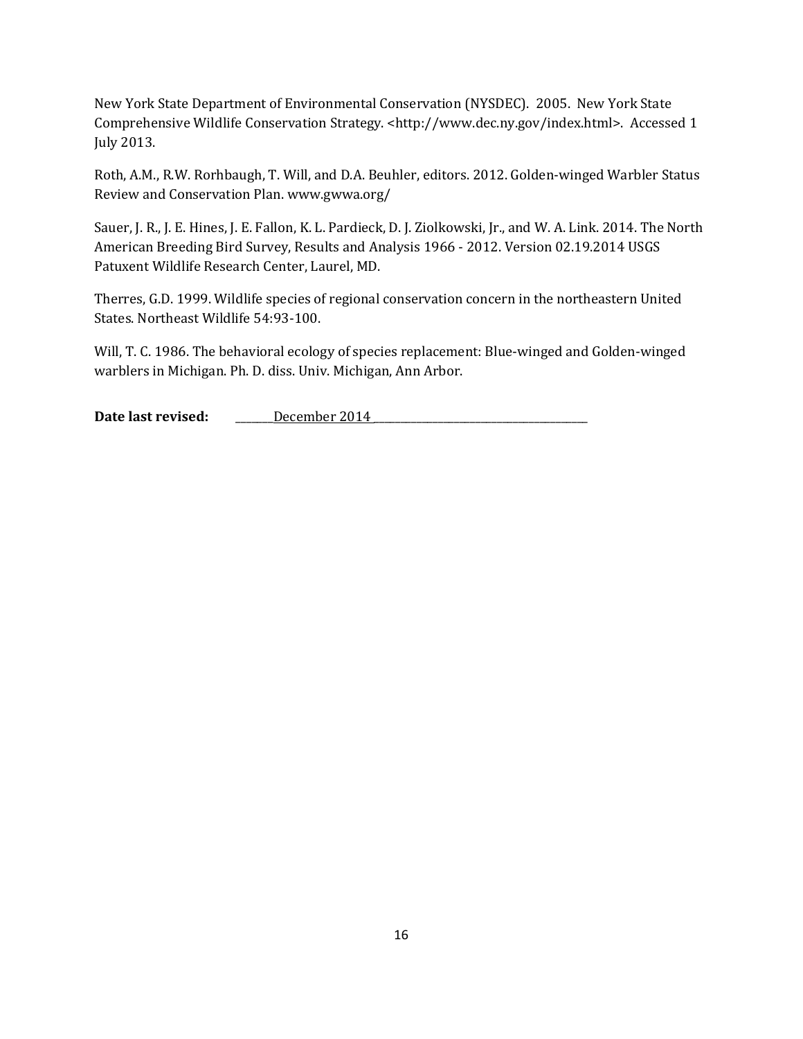New York State Department of Environmental Conservation (NYSDEC). 2005. New York State Comprehensive Wildlife Conservation Strategy. <http://www.dec.ny.gov/index.html>. Accessed 1 July 2013.

Roth, A.M., R.W. Rorhbaugh, T. Will, and D.A. Beuhler, editors. 2012. Golden-winged Warbler Status Review and Conservation Plan. www.gwwa.org/

Sauer, J. R., J. E. Hines, J. E. Fallon, K. L. Pardieck, D. J. Ziolkowski, Jr., and W. A. Link. 2014. The North American Breeding Bird Survey, Results and Analysis 1966 - 2012. Version 02.19.2014 USGS Patuxent Wildlife Research Center, Laurel, MD.

Therres, G.D. 1999. Wildlife species of regional conservation concern in the northeastern United States. Northeast Wildlife 54:93-100.

Will, T. C. 1986. The behavioral ecology of species replacement: Blue-winged and Golden-winged warblers in Michigan. Ph. D. diss. Univ. Michigan, Ann Arbor.

**Date last revised:** December 2014